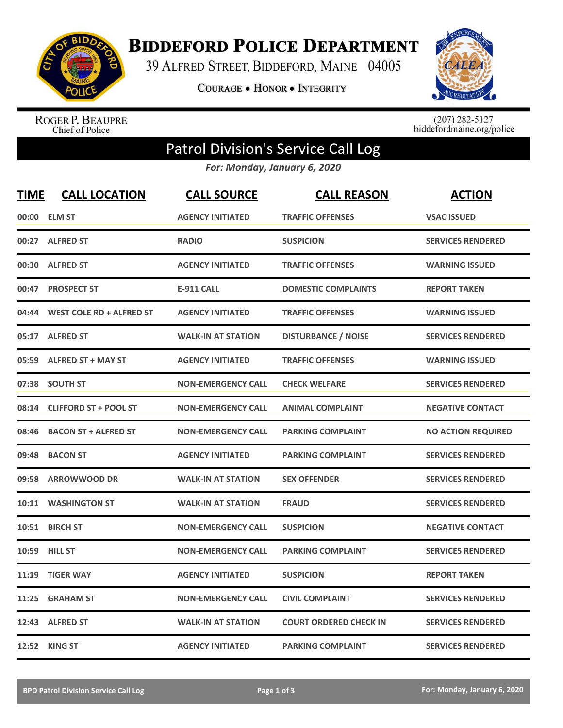# BIDDEFORD POLICE DEPARTMENT

39 ALFRED STREET, BIDDEFORD, MAINE 04005

COURAGE • HONOR • INTEGRITY

ROGER P. BEAUPRE
Chief of Police

(207) 282-5127
biddefordmaine.org/police

## Patrol Division's Service Call Log

*For: Monday, January 6, 2020*

| TIME | CALL LOCATION | CALL SOURCE | CALL REASON | ACTION |
|---|---|---|---|---|
| 00:00 | ELM ST | AGENCY INITIATED | TRAFFIC OFFENSES | VSAC ISSUED |
| 00:27 | ALFRED ST | RADIO | SUSPICION | SERVICES RENDERED |
| 00:30 | ALFRED ST | AGENCY INITIATED | TRAFFIC OFFENSES | WARNING ISSUED |
| 00:47 | PROSPECT ST | E-911 CALL | DOMESTIC COMPLAINTS | REPORT TAKEN |
| 04:44 | WEST COLE RD + ALFRED ST | AGENCY INITIATED | TRAFFIC OFFENSES | WARNING ISSUED |
| 05:17 | ALFRED ST | WALK-IN AT STATION | DISTURBANCE / NOISE | SERVICES RENDERED |
| 05:59 | ALFRED ST + MAY ST | AGENCY INITIATED | TRAFFIC OFFENSES | WARNING ISSUED |
| 07:38 | SOUTH ST | NON-EMERGENCY CALL | CHECK WELFARE | SERVICES RENDERED |
| 08:14 | CLIFFORD ST + POOL ST | NON-EMERGENCY CALL | ANIMAL COMPLAINT | NEGATIVE CONTACT |
| 08:46 | BACON ST + ALFRED ST | NON-EMERGENCY CALL | PARKING COMPLAINT | NO ACTION REQUIRED |
| 09:48 | BACON ST | AGENCY INITIATED | PARKING COMPLAINT | SERVICES RENDERED |
| 09:58 | ARROWWOOD DR | WALK-IN AT STATION | SEX OFFENDER | SERVICES RENDERED |
| 10:11 | WASHINGTON ST | WALK-IN AT STATION | FRAUD | SERVICES RENDERED |
| 10:51 | BIRCH ST | NON-EMERGENCY CALL | SUSPICION | NEGATIVE CONTACT |
| 10:59 | HILL ST | NON-EMERGENCY CALL | PARKING COMPLAINT | SERVICES RENDERED |
| 11:19 | TIGER WAY | AGENCY INITIATED | SUSPICION | REPORT TAKEN |
| 11:25 | GRAHAM ST | NON-EMERGENCY CALL | CIVIL COMPLAINT | SERVICES RENDERED |
| 12:43 | ALFRED ST | WALK-IN AT STATION | COURT ORDERED CHECK IN | SERVICES RENDERED |
| 12:52 | KING ST | AGENCY INITIATED | PARKING COMPLAINT | SERVICES RENDERED |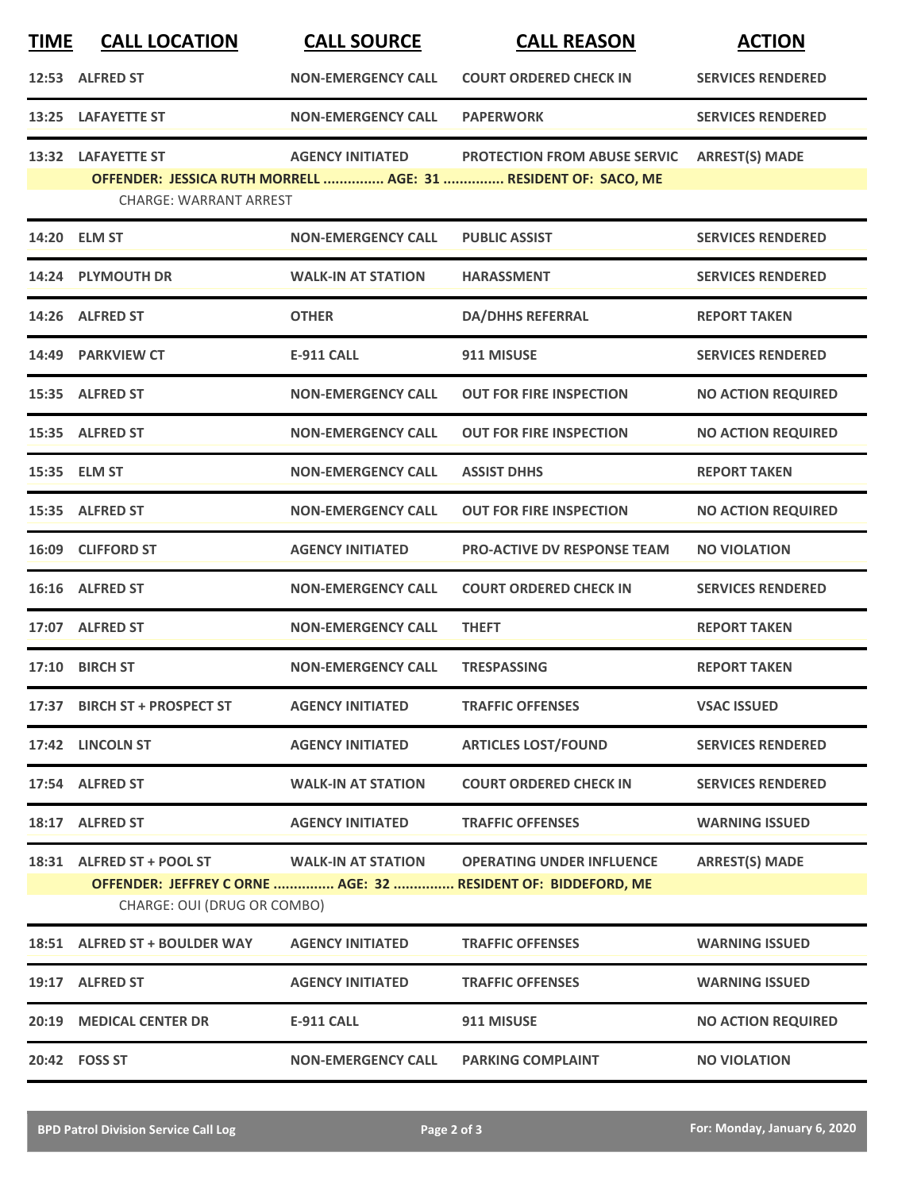| TIME | CALL LOCATION | CALL SOURCE | CALL REASON | ACTION |
|---|---|---|---|---|
| 12:53 | ALFRED ST | NON-EMERGENCY CALL | COURT ORDERED CHECK IN | SERVICES RENDERED |
| 13:25 | LAFAYETTE ST | NON-EMERGENCY CALL | PAPERWORK | SERVICES RENDERED |
| 13:32 | LAFAYETTE ST | AGENCY INITIATED | PROTECTION FROM ABUSE SERVIC | ARREST(S) MADE |
| | OFFENDER: JESSICA RUTH MORRELL ............... AGE: 31 ............... RESIDENT OF: SACO, ME | | | |
| | CHARGE: WARRANT ARREST | | | |
| 14:20 | ELM ST | NON-EMERGENCY CALL | PUBLIC ASSIST | SERVICES RENDERED |
| 14:24 | PLYMOUTH DR | WALK-IN AT STATION | HARASSMENT | SERVICES RENDERED |
| 14:26 | ALFRED ST | OTHER | DA/DHHS REFERRAL | REPORT TAKEN |
| 14:49 | PARKVIEW CT | E-911 CALL | 911 MISUSE | SERVICES RENDERED |
| 15:35 | ALFRED ST | NON-EMERGENCY CALL | OUT FOR FIRE INSPECTION | NO ACTION REQUIRED |
| 15:35 | ALFRED ST | NON-EMERGENCY CALL | OUT FOR FIRE INSPECTION | NO ACTION REQUIRED |
| 15:35 | ELM ST | NON-EMERGENCY CALL | ASSIST DHHS | REPORT TAKEN |
| 15:35 | ALFRED ST | NON-EMERGENCY CALL | OUT FOR FIRE INSPECTION | NO ACTION REQUIRED |
| 16:09 | CLIFFORD ST | AGENCY INITIATED | PRO-ACTIVE DV RESPONSE TEAM | NO VIOLATION |
| 16:16 | ALFRED ST | NON-EMERGENCY CALL | COURT ORDERED CHECK IN | SERVICES RENDERED |
| 17:07 | ALFRED ST | NON-EMERGENCY CALL | THEFT | REPORT TAKEN |
| 17:10 | BIRCH ST | NON-EMERGENCY CALL | TRESPASSING | REPORT TAKEN |
| 17:37 | BIRCH ST + PROSPECT ST | AGENCY INITIATED | TRAFFIC OFFENSES | VSAC ISSUED |
| 17:42 | LINCOLN ST | AGENCY INITIATED | ARTICLES LOST/FOUND | SERVICES RENDERED |
| 17:54 | ALFRED ST | WALK-IN AT STATION | COURT ORDERED CHECK IN | SERVICES RENDERED |
| 18:17 | ALFRED ST | AGENCY INITIATED | TRAFFIC OFFENSES | WARNING ISSUED |
| 18:31 | ALFRED ST + POOL ST | WALK-IN AT STATION | OPERATING UNDER INFLUENCE | ARREST(S) MADE |
| | OFFENDER: JEFFREY C ORNE ............... AGE: 32 ............... RESIDENT OF: BIDDEFORD, ME | | | |
| | CHARGE: OUI (DRUG OR COMBO) | | | |
| 18:51 | ALFRED ST + BOULDER WAY | AGENCY INITIATED | TRAFFIC OFFENSES | WARNING ISSUED |
| 19:17 | ALFRED ST | AGENCY INITIATED | TRAFFIC OFFENSES | WARNING ISSUED |
| 20:19 | MEDICAL CENTER DR | E-911 CALL | 911 MISUSE | NO ACTION REQUIRED |
| 20:42 | FOSS ST | NON-EMERGENCY CALL | PARKING COMPLAINT | NO VIOLATION |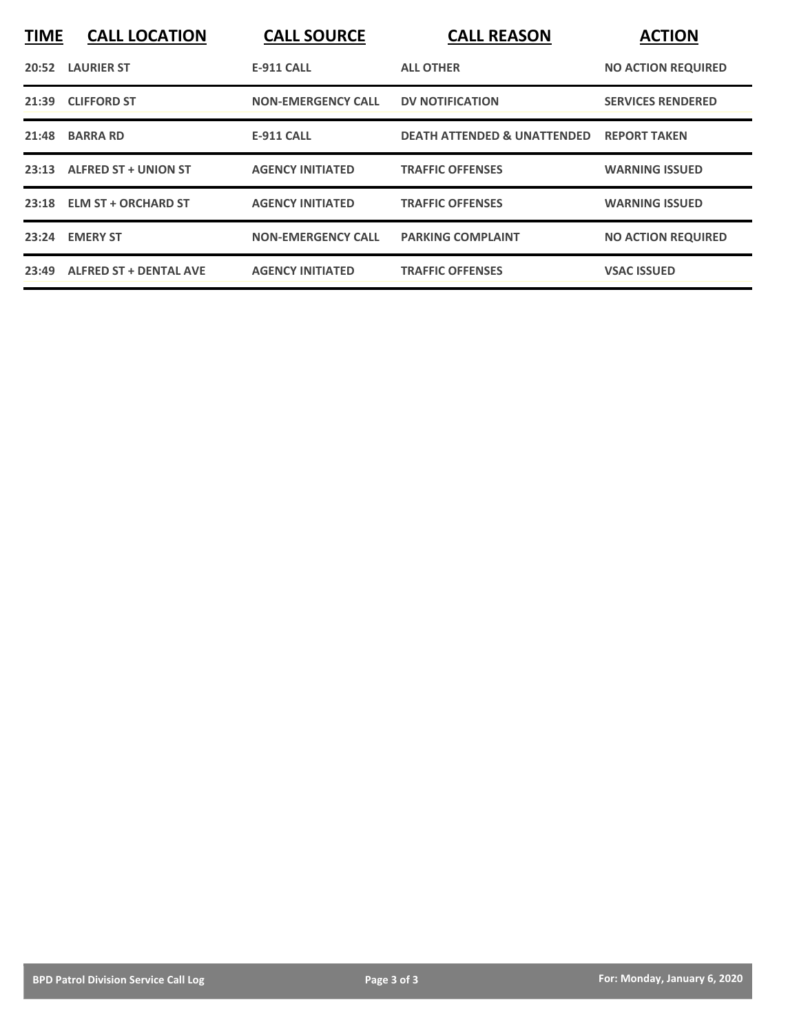| TIME | CALL LOCATION | CALL SOURCE | CALL REASON | ACTION |
|---|---|---|---|---|
| 20:52 | LAURIER ST | E-911 CALL | ALL OTHER | NO ACTION REQUIRED |
| 21:39 | CLIFFORD ST | NON-EMERGENCY CALL | DV NOTIFICATION | SERVICES RENDERED |
| 21:48 | BARRA RD | E-911 CALL | DEATH ATTENDED & UNATTENDED | REPORT TAKEN |
| 23:13 | ALFRED ST + UNION ST | AGENCY INITIATED | TRAFFIC OFFENSES | WARNING ISSUED |
| 23:18 | ELM ST + ORCHARD ST | AGENCY INITIATED | TRAFFIC OFFENSES | WARNING ISSUED |
| 23:24 | EMERY ST | NON-EMERGENCY CALL | PARKING COMPLAINT | NO ACTION REQUIRED |
| 23:49 | ALFRED ST + DENTAL AVE | AGENCY INITIATED | TRAFFIC OFFENSES | VSAC ISSUED |